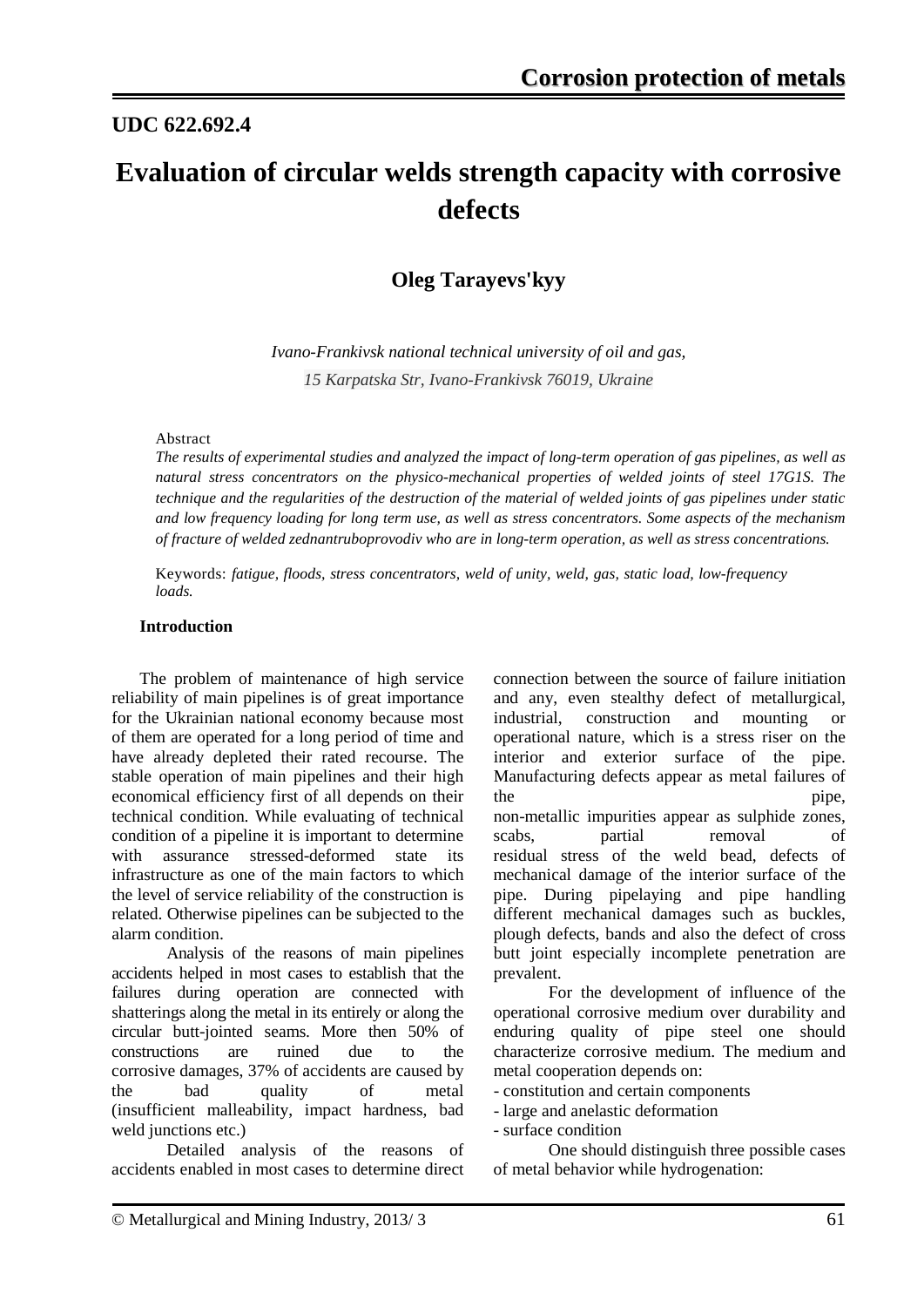# UDC 622.692.4

# Evaluation of circular welds strength capacity with corrosive defects

## Oleg Tarayevs'kyy

*Ivano-Frankivsk national technical university of oil and gas,*
*15 Karpatska Str, Ivano-Frankivsk 76019, Ukraine*

Abstract
*The results of experimental studies and analyzed the impact of long-term operation of gas pipelines, as well as natural stress concentrators on the physico-mechanical properties of welded joints of steel 17G1S. The technique and the regularities of the destruction of the material of welded joints of gas pipelines under static and low frequency loading for long term use, as well as stress concentrators. Some aspects of the mechanism of fracture of welded zednantruboprovodiv who are in long-term operation, as well as stress concentrations.*

Keywords: *fatigue, floods, stress concentrators, weld of unity, weld, gas, static load, low-frequency loads.*

### Introduction

The problem of maintenance of high service reliability of main pipelines is of great importance for the Ukrainian national economy because most of them are operated for a long period of time and have already depleted their rated recourse. The stable operation of main pipelines and their high economical efficiency first of all depends on their technical condition. While evaluating of technical condition of a pipeline it is important to determine with assurance stressed-deformed state its infrastructure as one of the main factors to which the level of service reliability of the construction is related. Otherwise pipelines can be subjected to the alarm condition.

Analysis of the reasons of main pipelines accidents helped in most cases to establish that the failures during operation are connected with shatterings along the metal in its entirely or along the circular butt-jointed seams. More then 50% of constructions are ruined due to the corrosive damages, 37% of accidents are caused by the bad quality of metal (insufficient malleability, impact hardness, bad weld junctions etc.)

Detailed analysis of the reasons of accidents enabled in most cases to determine direct connection between the source of failure initiation and any, even stealthy defect of metallurgical, industrial, construction and mounting or operational nature, which is a stress riser on the interior and exterior surface of the pipe. Manufacturing defects appear as metal failures of the pipe, non-metallic impurities appear as sulphide zones, scabs, partial removal of residual stress of the weld bead, defects of mechanical damage of the interior surface of the pipe. During pipelaying and pipe handling different mechanical damages such as buckles, plough defects, bands and also the defect of cross butt joint especially incomplete penetration are prevalent.

For the development of influence of the operational corrosive medium over durability and enduring quality of pipe steel one should characterize corrosive medium. The medium and metal cooperation depends on:

- constitution and certain components
- large and anelastic deformation
- surface condition

One should distinguish three possible cases of metal behavior while hydrogenation: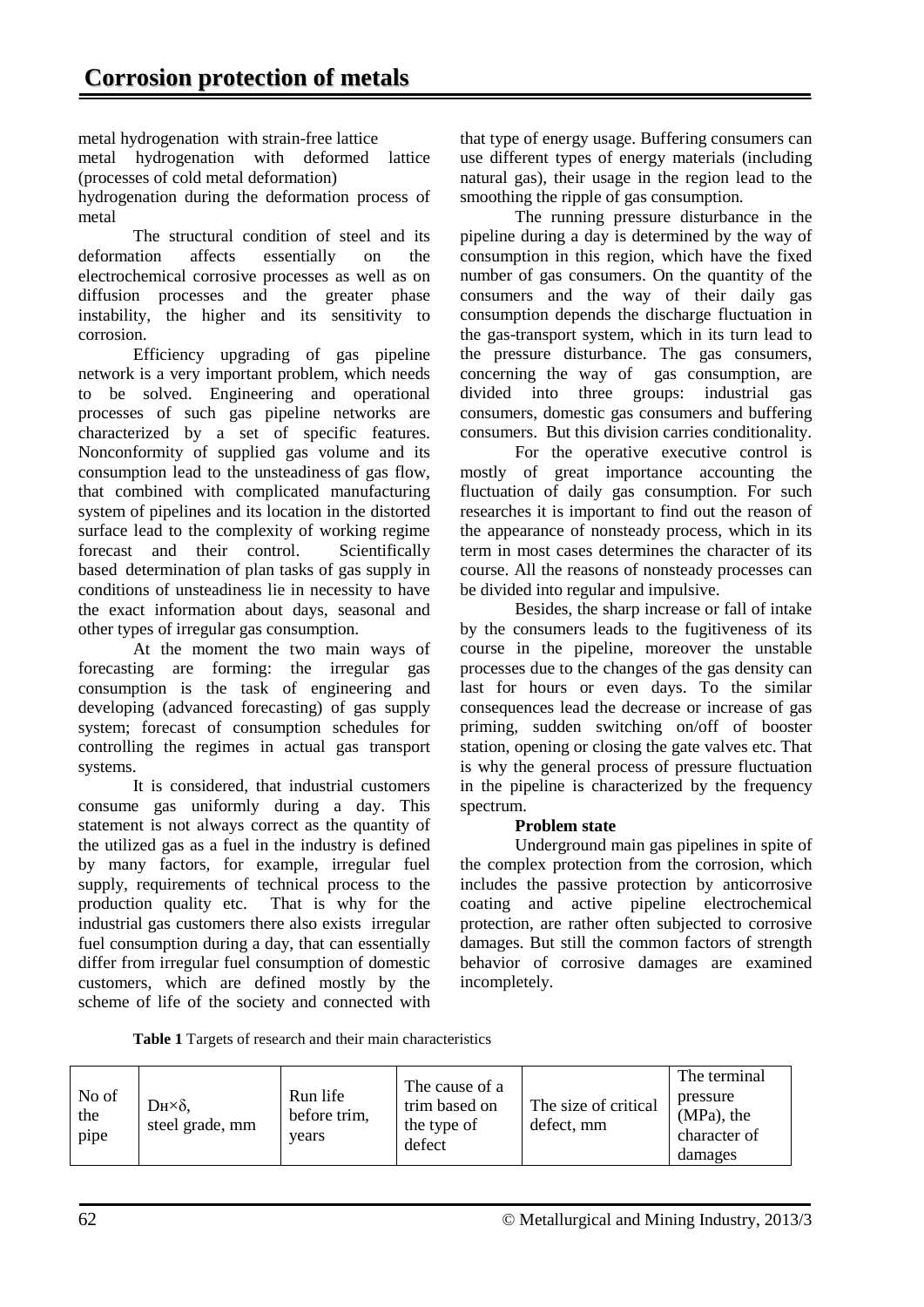metal hydrogenation with strain-free lattice

metal hydrogenation with deformed lattice (processes of cold metal deformation)

hydrogenation during the deformation process of metal

The structural condition of steel and its deformation affects essentially on the electrochemical corrosive processes as well as on diffusion processes and the greater phase instability, the higher and its sensitivity to corrosion.

Efficiency upgrading of gas pipeline network is a very important problem, which needs to be solved. Engineering and operational processes of such gas pipeline networks are characterized by a set of specific features. Nonconformity of supplied gas volume and its consumption lead to the unsteadiness of gas flow, that combined with complicated manufacturing system of pipelines and its location in the distorted surface lead to the complexity of working regime forecast and their control. Scientifically based determination of plan tasks of gas supply in conditions of unsteadiness lie in necessity to have the exact information about days, seasonal and other types of irregular gas consumption.

At the moment the two main ways of forecasting are forming: the irregular gas consumption is the task of engineering and developing (advanced forecasting) of gas supply system; forecast of consumption schedules for controlling the regimes in actual gas transport systems.

It is considered, that industrial customers consume gas uniformly during a day. This statement is not always correct as the quantity of the utilized gas as a fuel in the industry is defined by many factors, for example, irregular fuel supply, requirements of technical process to the production quality etc. That is why for the industrial gas customers there also exists irregular fuel consumption during a day, that can essentially differ from irregular fuel consumption of domestic customers, which are defined mostly by the scheme of life of the society and connected with that type of energy usage. Buffering consumers can use different types of energy materials (including natural gas), their usage in the region lead to the smoothing the ripple of gas consumption.

The running pressure disturbance in the pipeline during a day is determined by the way of consumption in this region, which have the fixed number of gas consumers. On the quantity of the consumers and the way of their daily gas consumption depends the discharge fluctuation in the gas-transport system, which in its turn lead to the pressure disturbance. The gas consumers, concerning the way of gas consumption, are divided into three groups: industrial gas consumers, domestic gas consumers and buffering consumers. But this division carries conditionality.

For the operative executive control is mostly of great importance accounting the fluctuation of daily gas consumption. For such researches it is important to find out the reason of the appearance of nonsteady process, which in its term in most cases determines the character of its course. All the reasons of nonsteady processes can be divided into regular and impulsive.

Besides, the sharp increase or fall of intake by the consumers leads to the fugitiveness of its course in the pipeline, moreover the unstable processes due to the changes of the gas density can last for hours or even days. To the similar consequences lead the decrease or increase of gas priming, sudden switching on/off of booster station, opening or closing the gate valves etc. That is why the general process of pressure fluctuation in the pipeline is characterized by the frequency spectrum.

**Problem state**

Underground main gas pipelines in spite of the complex protection from the corrosion, which includes the passive protection by anticorrosive coating and active pipeline electrochemical protection, are rather often subjected to corrosive damages. But still the common factors of strength behavior of corrosive damages are examined incompletely.

**Table 1** Targets of research and their main characteristics

| No of the pipe | Dн×δ, steel grade, mm | Run life before trim, years | The cause of a trim based on the type of defect | The size of critical defect, mm | The terminal pressure (MPa), the character of damages |
|---|---|---|---|---|---|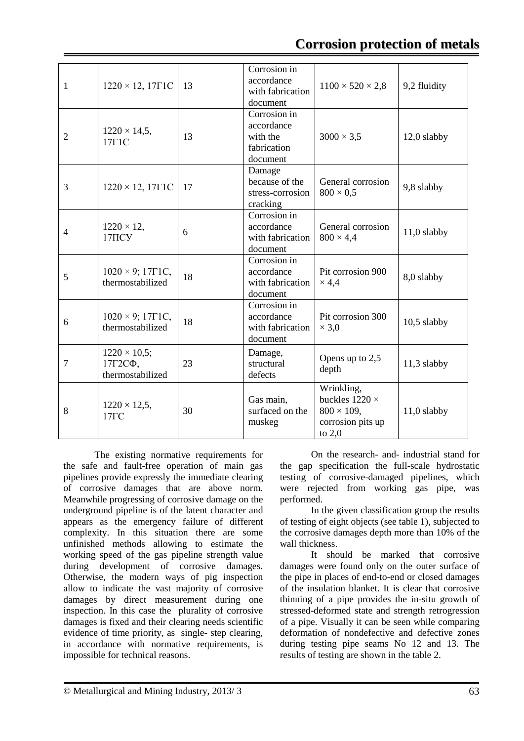| 1 | 1220 × 12, 17Г1С | 13 | Corrosion in accordance with fabrication document | 1100 × 520 × 2,8 | 9,2 fluidity |
|---|---|---|---|---|---|
| 2 | 1220 × 14,5, 17Г1С | 13 | Corrosion in accordance with the fabrication document | 3000 × 3,5 | 12,0 slabby |
| 3 | 1220 × 12, 17Г1С | 17 | Damage because of the stress-corrosion cracking | General corrosion 800 × 0,5 | 9,8 slabby |
| 4 | 1220 × 12, 17ГСУ | 6 | Corrosion in accordance with fabrication document | General corrosion 800 × 4,4 | 11,0 slabby |
| 5 | 1020 × 9; 17Г1С, thermostabilized | 18 | Corrosion in accordance with fabrication document | Pit corrosion 900 × 4,4 | 8,0 slabby |
| 6 | 1020 × 9; 17Г1С, thermostabilized | 18 | Corrosion in accordance with fabrication document | Pit corrosion 300 × 3,0 | 10,5 slabby |
| 7 | 1220 × 10,5; 17Г2СФ, thermostabilized | 23 | Damage, structural defects | Opens up to 2,5 depth | 11,3 slabby |
| 8 | 1220 × 12,5, 17ГС | 30 | Gas main, surfaced on the muskeg | Wrinkling, buckles 1220 × 800 × 109, corrosion pits up to 2,0 | 11,0 slabby |

The existing normative requirements for the safe and fault-free operation of main gas pipelines provide expressly the immediate clearing of corrosive damages that are above norm. Meanwhile progressing of corrosive damage on the underground pipeline is of the latent character and appears as the emergency failure of different complexity. In this situation there are some unfinished methods allowing to estimate the working speed of the gas pipeline strength value during development of corrosive damages. Otherwise, the modern ways of pig inspection allow to indicate the vast majority of corrosive damages by direct measurement during one inspection. In this case the plurality of corrosive damages is fixed and their clearing needs scientific evidence of time priority, as single- step clearing, in accordance with normative requirements, is impossible for technical reasons.

On the research- and- industrial stand for the gap specification the full-scale hydrostatic testing of corrosive-damaged pipelines, which were rejected from working gas pipe, was performed.

In the given classification group the results of testing of eight objects (see table 1), subjected to the corrosive damages depth more than 10% of the wall thickness.

It should be marked that corrosive damages were found only on the outer surface of the pipe in places of end-to-end or closed damages of the insulation blanket. It is clear that corrosive thinning of a pipe provides the in-situ growth of stressed-deformed state and strength retrogression of a pipe. Visually it can be seen while comparing deformation of nondefective and defective zones during testing pipe seams No 12 and 13. The results of testing are shown in the table 2.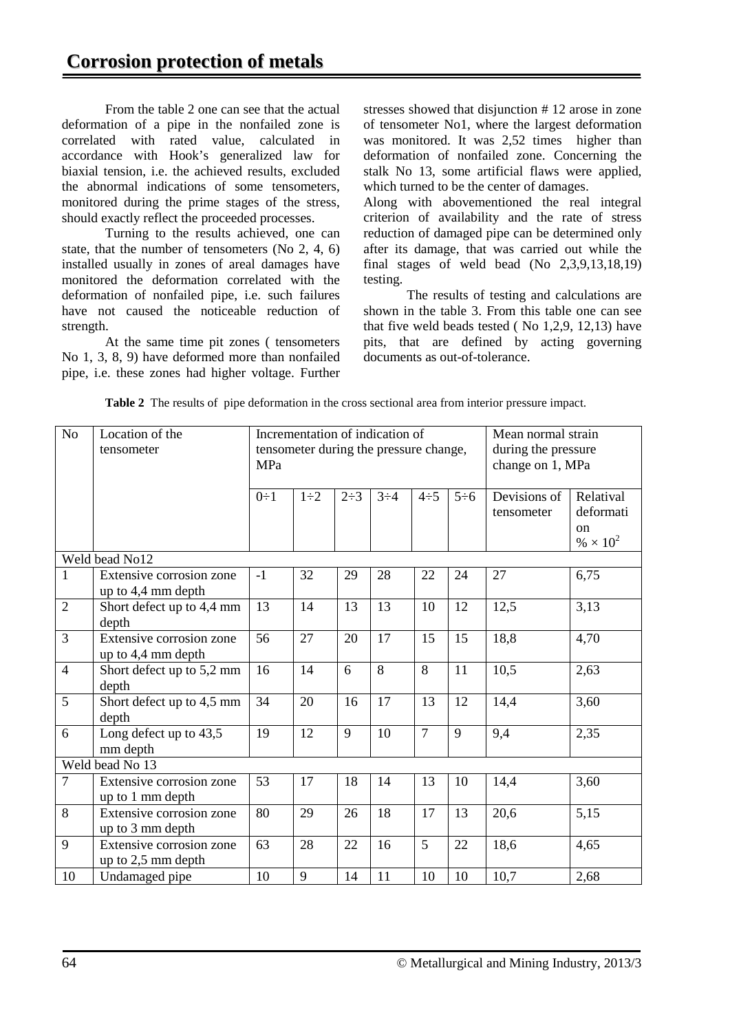From the table 2 one can see that the actual deformation of a pipe in the nonfailed zone is correlated with rated value, calculated in accordance with Hook's generalized law for biaxial tension, i.e. the achieved results, excluded the abnormal indications of some tensometers, monitored during the prime stages of the stress, should exactly reflect the proceeded processes.

Turning to the results achieved, one can state, that the number of tensometers (No 2, 4, 6) installed usually in zones of areal damages have monitored the deformation correlated with the deformation of nonfailed pipe, i.e. such failures have not caused the noticeable reduction of strength.

At the same time pit zones ( tensometers No 1, 3, 8, 9) have deformed more than nonfailed pipe, i.e. these zones had higher voltage. Further stresses showed that disjunction # 12 arose in zone of tensometer No1, where the largest deformation was monitored. It was 2,52 times higher than deformation of nonfailed zone. Concerning the stalk No 13, some artificial flaws were applied, which turned to be the center of damages.

Along with abovementioned the real integral criterion of availability and the rate of stress reduction of damaged pipe can be determined only after its damage, that was carried out while the final stages of weld bead (No 2,3,9,13,18,19) testing.

The results of testing and calculations are shown in the table 3. From this table one can see that five weld beads tested ( No 1,2,9, 12,13) have pits, that are defined by acting governing documents as out-of-tolerance.

**Table 2** The results of pipe deformation in the cross sectional area from interior pressure impact.

| No | Location of the tensometer | Incrementation of indication of tensometer during the pressure change, MPa | | | | | | Mean normal strain during the pressure change on 1, MPa | |
|---|---|---|---|---|---|---|---|---|---|
| | | 0÷1 | 1÷2 | 2÷3 | 3÷4 | 4÷5 | 5÷6 | Devisions of tensometer | Relatival deformation $\% \times 10^2$ |
| Weld bead No12 | | | | | | | | | |
| 1 | Extensive corrosion zone up to 4,4 mm depth | -1 | 32 | 29 | 28 | 22 | 24 | 27 | 6,75 |
| 2 | Short defect up to 4,4 mm depth | 13 | 14 | 13 | 13 | 10 | 12 | 12,5 | 3,13 |
| 3 | Extensive corrosion zone up to 4,4 mm depth | 56 | 27 | 20 | 17 | 15 | 15 | 18,8 | 4,70 |
| 4 | Short defect up to 5,2 mm depth | 16 | 14 | 6 | 8 | 8 | 11 | 10,5 | 2,63 |
| 5 | Short defect up to 4,5 mm depth | 34 | 20 | 16 | 17 | 13 | 12 | 14,4 | 3,60 |
| 6 | Long defect up to 43,5 mm depth | 19 | 12 | 9 | 10 | 7 | 9 | 9,4 | 2,35 |
| Weld bead No 13 | | | | | | | | | |
| 7 | Extensive corrosion zone up to 1 mm depth | 53 | 17 | 18 | 14 | 13 | 10 | 14,4 | 3,60 |
| 8 | Extensive corrosion zone up to 3 mm depth | 80 | 29 | 26 | 18 | 17 | 13 | 20,6 | 5,15 |
| 9 | Extensive corrosion zone up to 2,5 mm depth | 63 | 28 | 22 | 16 | 5 | 22 | 18,6 | 4,65 |
| 10 | Undamaged pipe | 10 | 9 | 14 | 11 | 10 | 10 | 10,7 | 2,68 |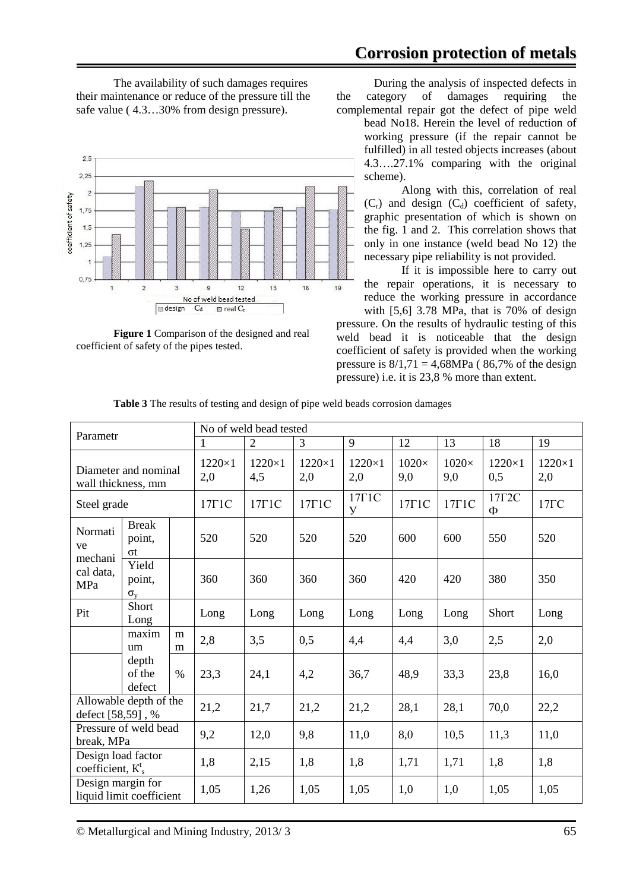The availability of such damages requires their maintenance or reduce of the pressure till the safe value ( 4.3…30% from design pressure).

**Figure 1** Comparison of the designed and real coefficient of safety of the pipes tested.

During the analysis of inspected defects in the category of damages requiring the complemental repair got the defect of pipe weld bead No18. Herein the level of reduction of working pressure (if the repair cannot be fulfilled) in all tested objects increases (about 4.3….27.1% comparing with the original scheme).

Along with this, correlation of real ($C_r$) and design ($C_d$) coefficient of safety, graphic presentation of which is shown on the fig. 1 and 2. This correlation shows that only in one instance (weld bead No 12) the necessary pipe reliability is not provided.

If it is impossible here to carry out the repair operations, it is necessary to reduce the working pressure in accordance with [5,6] 3.78 MPa, that is 70% of design pressure. On the results of hydraulic testing of this weld bead it is noticeable that the design coefficient of safety is provided when the working pressure is 8/1,71 = 4,68MPa ( 86,7% of the design pressure) i.e. it is 23,8 % more than extent.

**Table 3** The results of testing and design of pipe weld beads corrosion damages

| Parametr | | | No of weld bead tested | | | | | | | |
|---|---|---|---|---|---|---|---|---|---|---|
| | | | 1 | 2 | 3 | 9 | 12 | 13 | 18 | 19 |
| Diameter and nominal wall thickness, mm | | | 1220×12,0 | 1220×14,5 | 1220×12,0 | 1220×12,0 | 1020×9,0 | 1020×9,0 | 1220×10,5 | 1220×12,0 |
| Steel grade | | | 17Г1С | 17Г1С | 17Г1С | 17Г1СУ | 17Г1С | 17Г1С | 17Г2СФ | 17ГС |
| Normative mechanical data, MPa | Break point, σt | | 520 | 520 | 520 | 520 | 600 | 600 | 550 | 520 |
| | Yield point, $\sigma_y$ | | 360 | 360 | 360 | 360 | 420 | 420 | 380 | 350 |
| Pit | Short Long | | Long | Long | Long | Long | Long | Long | Short | Long |
| | maximum depth of the defect | mm | 2,8 | 3,5 | 0,5 | 4,4 | 4,4 | 3,0 | 2,5 | 2,0 |
| | | % | 23,3 | 24,1 | 4,2 | 36,7 | 48,9 | 33,3 | 23,8 | 16,0 |
| Allowable depth of the defect [58,59] , % | | | 21,2 | 21,7 | 21,2 | 21,2 | 28,1 | 28,1 | 70,0 | 22,2 |
| Pressure of weld bead break, MPa | | | 9,2 | 12,0 | 9,8 | 11,0 | 8,0 | 10,5 | 11,3 | 11,0 |
| Design load factor coefficient, $K^t_s$ | | | 1,8 | 2,15 | 1,8 | 1,8 | 1,71 | 1,71 | 1,8 | 1,8 |
| Design margin for liquid limit coefficient | | | 1,05 | 1,26 | 1,05 | 1,05 | 1,0 | 1,0 | 1,05 | 1,05 |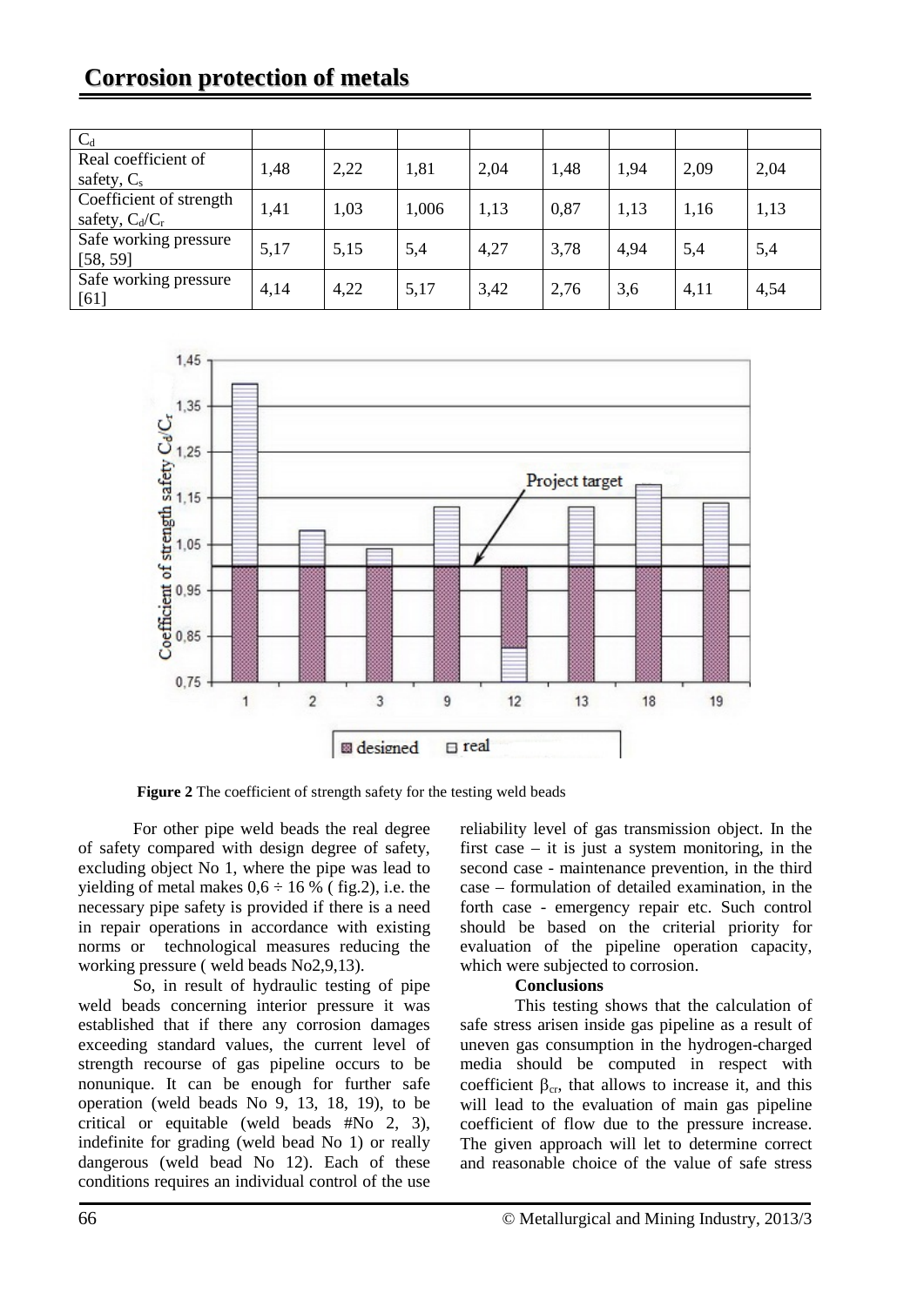| $C_d$ | | | | | | | | |
|---|---|---|---|---|---|---|---|---|
| Real coefficient of safety, $C_s$ | 1,48 | 2,22 | 1,81 | 2,04 | 1,48 | 1,94 | 2,09 | 2,04 |
| Coefficient of strength safety, $C_d/C_r$ | 1,41 | 1,03 | 1,006 | 1,13 | 0,87 | 1,13 | 1,16 | 1,13 |
| Safe working pressure [58, 59] | 5,17 | 5,15 | 5,4 | 4,27 | 3,78 | 4,94 | 5,4 | 5,4 |
| Safe working pressure [61] | 4,14 | 4,22 | 5,17 | 3,42 | 2,76 | 3,6 | 4,11 | 4,54 |

**Figure 2** The coefficient of strength safety for the testing weld beads

For other pipe weld beads the real degree of safety compared with design degree of safety, excluding object No 1, where the pipe was lead to yielding of metal makes 0,6 ÷ 16 % ( fig.2), i.e. the necessary pipe safety is provided if there is a need in repair operations in accordance with existing norms or technological measures reducing the working pressure ( weld beads No2,9,13).

So, in result of hydraulic testing of pipe weld beads concerning interior pressure it was established that if there any corrosion damages exceeding standard values, the current level of strength recourse of gas pipeline occurs to be nonunique. It can be enough for further safe operation (weld beads No 9, 13, 18, 19), to be critical or equitable (weld beads #No 2, 3), indefinite for grading (weld bead No 1) or really dangerous (weld bead No 12). Each of these conditions requires an individual control of the use reliability level of gas transmission object. In the first case – it is just a system monitoring, in the second case - maintenance prevention, in the third case – formulation of detailed examination, in the forth case - emergency repair etc. Such control should be based on the criterial priority for evaluation of the pipeline operation capacity, which were subjected to corrosion.

**Conclusions**

This testing shows that the calculation of safe stress arisen inside gas pipeline as a result of uneven gas consumption in the hydrogen-charged media should be computed in respect with coefficient $\beta_{cr}$, that allows to increase it, and this will lead to the evaluation of main gas pipeline coefficient of flow due to the pressure increase. The given approach will let to determine correct and reasonable choice of the value of safe stress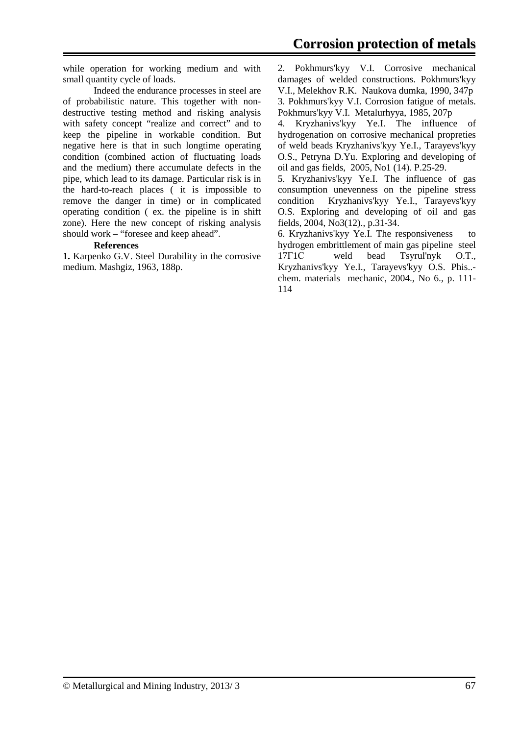while operation for working medium and with small quantity cycle of loads.

Indeed the endurance processes in steel are of probabilistic nature. This together with non-destructive testing method and risking analysis with safety concept "realize and correct" and to keep the pipeline in workable condition. But negative here is that in such longtime operating condition (combined action of fluctuating loads and the medium) there accumulate defects in the pipe, which lead to its damage. Particular risk is in the hard-to-reach places ( it is impossible to remove the danger in time) or in complicated operating condition ( ex. the pipeline is in shift zone). Here the new concept of risking analysis should work – "foresee and keep ahead".

**References**

**1.** Karpenko G.V. Steel Durability in the corrosive medium. Mashgiz, 1963, 188p.

2. Pokhmurs'kyy V.I. Corrosive mechanical damages of welded constructions. Pokhmurs'kyy V.I., Melekhov R.K. Naukova dumka, 1990, 347p

3. Pokhmurs'kyy V.I. Corrosion fatigue of metals. Pokhmurs'kyy V.I. Metalurhyya, 1985, 207p

4. Kryzhanivs'kyy Ye.I. The influence of hydrogenation on corrosive mechanical propreties of weld beads Kryzhanivs'kyy Ye.I., Tarayevs'kyy O.S., Petryna D.Yu. Exploring and developing of oil and gas fields, 2005, No1 (14). P.25-29.

5. Kryzhanivs'kyy Ye.I. The influence of gas consumption unevenness on the pipeline stress condition Kryzhanivs'kyy Ye.I., Tarayevs'kyy O.S. Exploring and developing of oil and gas fields, 2004, No3(12)., p.31-34.

6. Kryzhanivs'kyy Ye.I. The responsiveness to hydrogen embrittlement of main gas pipeline steel 17Г1С weld bead Tsyrul'nyk O.T., Kryzhanivs'kyy Ye.I., Tarayevs'kyy O.S. Phis..-chem. materials mechanic, 2004., No 6., p. 111-114